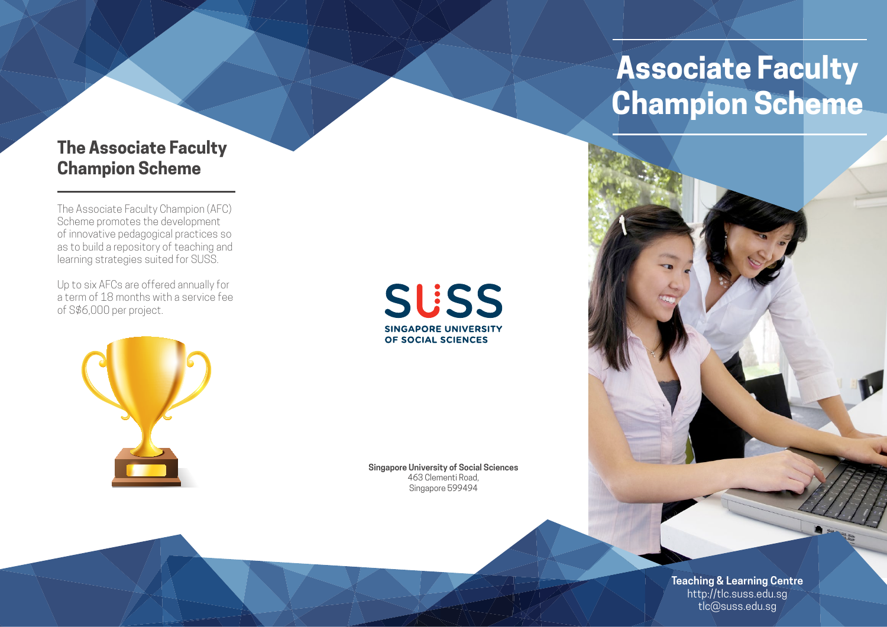## The Associate Faculty Champion Scheme

The Associate Faculty Champion (AFC) Scheme promotes the development of innovative pedagogical practices so as to build a repository of teaching and learning strategies suited for SUSS.

Up to six AFCs are offered annually for a term of 18 months with a service fee of S$6,000 per project.

SUSS
SINGAPORE UNIVERSITY OF SOCIAL SCIENCES

**Singapore University of Social Sciences**
463 Clementi Road,
Singapore 599494

# Associate Faculty Champion Scheme

**Teaching & Learning Centre**
http://tlc.suss.edu.sg
tlc@suss.edu.sg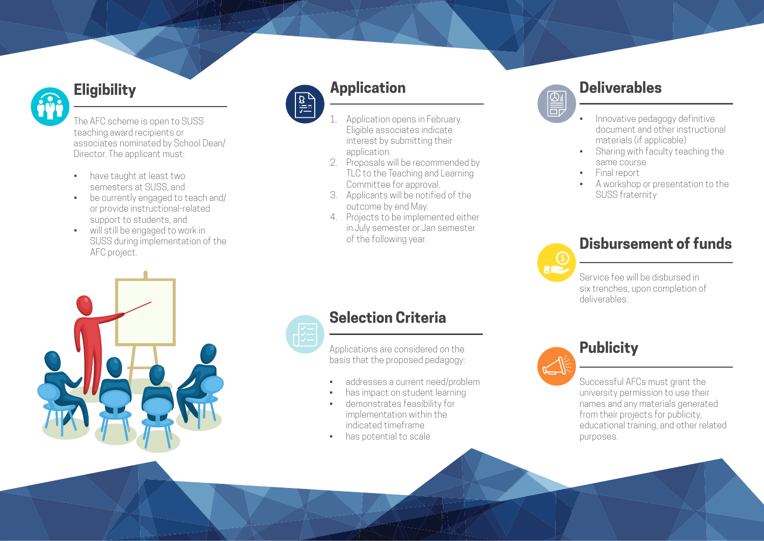## Eligibility

The AFC scheme is open to SUSS teaching award recipients or associates nominated by School Dean/ Director. The applicant must:

- have taught at least two semesters at SUSS, and
- be currently engaged to teach and/ or provide instructional-related support to students, and
- will still be engaged to work in SUSS during implementation of the AFC project.

## Application

1. Application opens in February. Eligible associates indicate interest by submitting their application.
2. Proposals will be recommended by TLC to the Teaching and Learning Committee for approval.
3. Applicants will be notified of the outcome by end May.
4. Projects to be implemented either in July semester or Jan semester of the following year.

## Selection Criteria

Applications are considered on the basis that the proposed pedagogy:

- addresses a current need/problem
- has impact on student learning
- demonstrates feasibility for implementation within the indicated timeframe
- has potential to scale

## Deliverables

- Innovative pedagogy definitive document and other instructional materials (if applicable)
- Sharing with faculty teaching the same course
- Final report
- A workshop or presentation to the SUSS fraternity

## Disbursement of funds

Service fee will be disbursed in six trenches, upon completion of deliverables.

## Publicity

Successful AFCs must grant the university permission to use their names and any materials generated from their projects for publicity, educational training, and other related purposes.